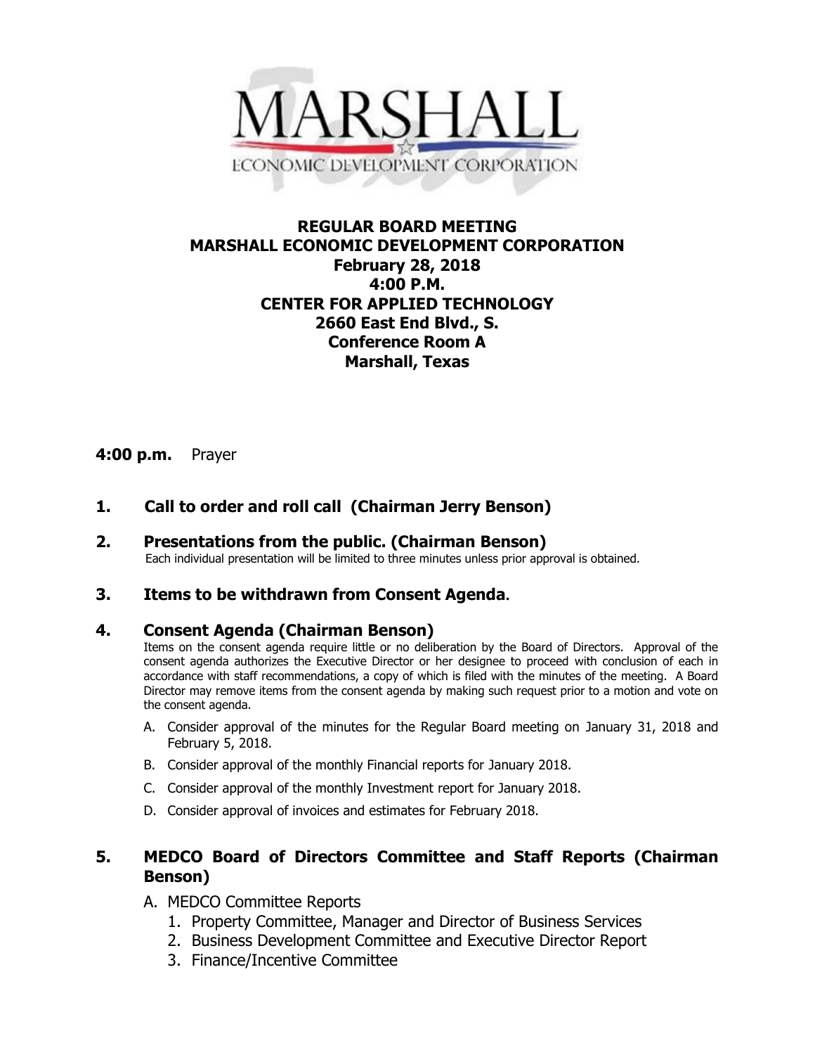MARSHALL
ECONOMIC DEVELOPMENT CORPORATION

# REGULAR BOARD MEETING
# MARSHALL ECONOMIC DEVELOPMENT CORPORATION
## February 28, 2018
## 4:00 P.M.
## CENTER FOR APPLIED TECHNOLOGY
## 2660 East End Blvd., S.
## Conference Room A
## Marshall, Texas

**4:00 p.m.** Prayer

**1. Call to order and roll call (Chairman Jerry Benson)**

**2. Presentations from the public. (Chairman Benson)**

Each individual presentation will be limited to three minutes unless prior approval is obtained.

**3. Items to be withdrawn from Consent Agenda.**

**4. Consent Agenda (Chairman Benson)**

Items on the consent agenda require little or no deliberation by the Board of Directors. Approval of the consent agenda authorizes the Executive Director or her designee to proceed with conclusion of each in accordance with staff recommendations, a copy of which is filed with the minutes of the meeting. A Board Director may remove items from the consent agenda by making such request prior to a motion and vote on the consent agenda.

A. Consider approval of the minutes for the Regular Board meeting on January 31, 2018 and February 5, 2018.
B. Consider approval of the monthly Financial reports for January 2018.
C. Consider approval of the monthly Investment report for January 2018.
D. Consider approval of invoices and estimates for February 2018.

**5. MEDCO Board of Directors Committee and Staff Reports (Chairman Benson)**

A. MEDCO Committee Reports
   1. Property Committee, Manager and Director of Business Services
   2. Business Development Committee and Executive Director Report
   3. Finance/Incentive Committee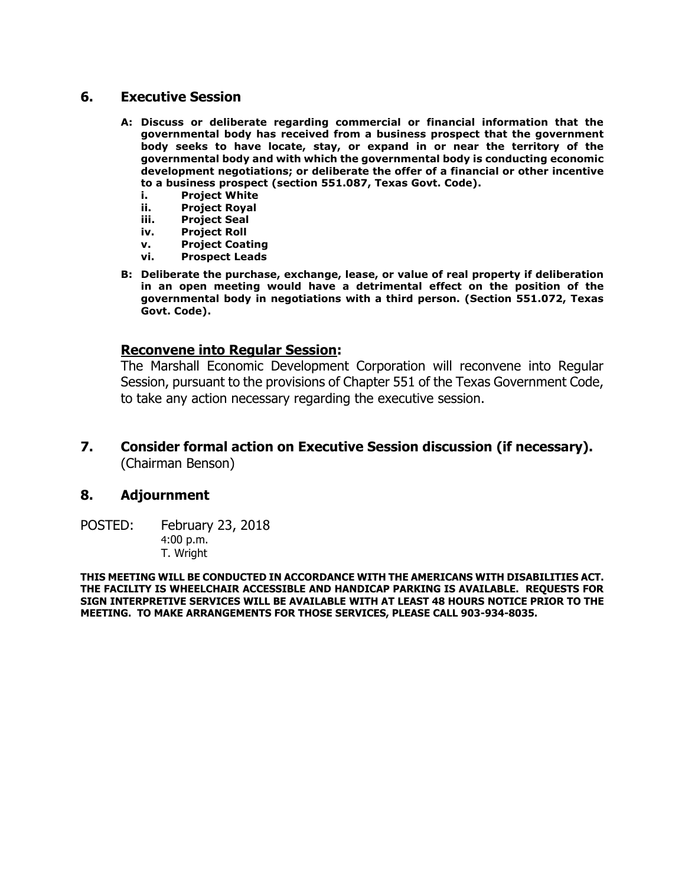## 6. Executive Session

**A: Discuss or deliberate regarding commercial or financial information that the governmental body has received from a business prospect that the government body seeks to have locate, stay, or expand in or near the territory of the governmental body and with which the governmental body is conducting economic development negotiations; or deliberate the offer of a financial or other incentive to a business prospect (section 551.087, Texas Govt. Code).**

- **i. Project White**
- **ii. Project Royal**
- **iii. Project Seal**
- **iv. Project Roll**
- **v. Project Coating**
- **vi. Prospect Leads**

**B: Deliberate the purchase, exchange, lease, or value of real property if deliberation in an open meeting would have a detrimental effect on the position of the governmental body in negotiations with a third person. (Section 551.072, Texas Govt. Code).**

**Reconvene into Regular Session:**

The Marshall Economic Development Corporation will reconvene into Regular Session, pursuant to the provisions of Chapter 551 of the Texas Government Code, to take any action necessary regarding the executive session.

## 7. Consider formal action on Executive Session discussion (if necessary).

(Chairman Benson)

## 8. Adjournment

POSTED: February 23, 2018
4:00 p.m.
T. Wright

**THIS MEETING WILL BE CONDUCTED IN ACCORDANCE WITH THE AMERICANS WITH DISABILITIES ACT. THE FACILITY IS WHEELCHAIR ACCESSIBLE AND HANDICAP PARKING IS AVAILABLE. REQUESTS FOR SIGN INTERPRETIVE SERVICES WILL BE AVAILABLE WITH AT LEAST 48 HOURS NOTICE PRIOR TO THE MEETING. TO MAKE ARRANGEMENTS FOR THOSE SERVICES, PLEASE CALL 903-934-8035.**